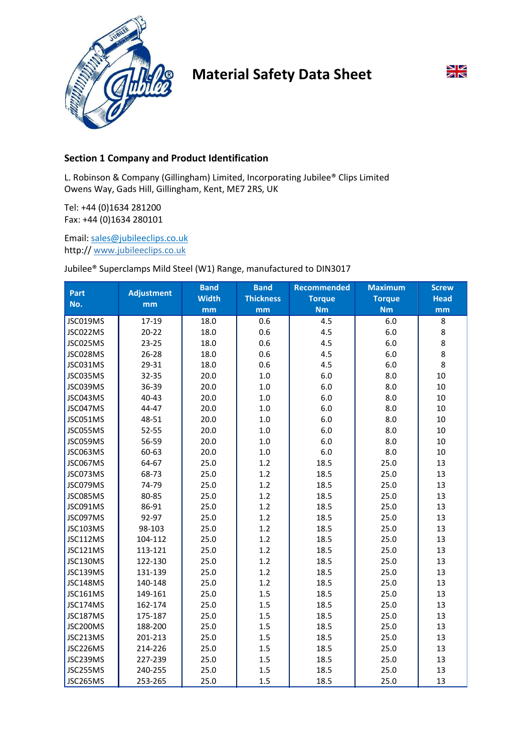# Material Safety Data Sheet

## Section 1 Company and Product Identification

L. Robinson & Company (Gillingham) Limited, Incorporating Jubilee® Clips Limited
Owens Way, Gads Hill, Gillingham, Kent, ME7 2RS, UK

Tel: +44 (0)1634 281200
Fax: +44 (0)1634 280101

Email: sales@jubileeclips.co.uk
http:// www.jubileeclips.co.uk

Jubilee® Superclamps Mild Steel (W1) Range, manufactured to DIN3017

| Part No. | Adjustment mm | Band Width mm | Band Thickness mm | Recommended Torque Nm | Maximum Torque Nm | Screw Head mm |
|---|---|---|---|---|---|---|
| JSC019MS | 17-19 | 18.0 | 0.6 | 4.5 | 6.0 | 8 |
| JSC022MS | 20-22 | 18.0 | 0.6 | 4.5 | 6.0 | 8 |
| JSC025MS | 23-25 | 18.0 | 0.6 | 4.5 | 6.0 | 8 |
| JSC028MS | 26-28 | 18.0 | 0.6 | 4.5 | 6.0 | 8 |
| JSC031MS | 29-31 | 18.0 | 0.6 | 4.5 | 6.0 | 8 |
| JSC035MS | 32-35 | 20.0 | 1.0 | 6.0 | 8.0 | 10 |
| JSC039MS | 36-39 | 20.0 | 1.0 | 6.0 | 8.0 | 10 |
| JSC043MS | 40-43 | 20.0 | 1.0 | 6.0 | 8.0 | 10 |
| JSC047MS | 44-47 | 20.0 | 1.0 | 6.0 | 8.0 | 10 |
| JSC051MS | 48-51 | 20.0 | 1.0 | 6.0 | 8.0 | 10 |
| JSC055MS | 52-55 | 20.0 | 1.0 | 6.0 | 8.0 | 10 |
| JSC059MS | 56-59 | 20.0 | 1.0 | 6.0 | 8.0 | 10 |
| JSC063MS | 60-63 | 20.0 | 1.0 | 6.0 | 8.0 | 10 |
| JSC067MS | 64-67 | 25.0 | 1.2 | 18.5 | 25.0 | 13 |
| JSC073MS | 68-73 | 25.0 | 1.2 | 18.5 | 25.0 | 13 |
| JSC079MS | 74-79 | 25.0 | 1.2 | 18.5 | 25.0 | 13 |
| JSC085MS | 80-85 | 25.0 | 1.2 | 18.5 | 25.0 | 13 |
| JSC091MS | 86-91 | 25.0 | 1.2 | 18.5 | 25.0 | 13 |
| JSC097MS | 92-97 | 25.0 | 1.2 | 18.5 | 25.0 | 13 |
| JSC103MS | 98-103 | 25.0 | 1.2 | 18.5 | 25.0 | 13 |
| JSC112MS | 104-112 | 25.0 | 1.2 | 18.5 | 25.0 | 13 |
| JSC121MS | 113-121 | 25.0 | 1.2 | 18.5 | 25.0 | 13 |
| JSC130MS | 122-130 | 25.0 | 1.2 | 18.5 | 25.0 | 13 |
| JSC139MS | 131-139 | 25.0 | 1.2 | 18.5 | 25.0 | 13 |
| JSC148MS | 140-148 | 25.0 | 1.2 | 18.5 | 25.0 | 13 |
| JSC161MS | 149-161 | 25.0 | 1.5 | 18.5 | 25.0 | 13 |
| JSC174MS | 162-174 | 25.0 | 1.5 | 18.5 | 25.0 | 13 |
| JSC187MS | 175-187 | 25.0 | 1.5 | 18.5 | 25.0 | 13 |
| JSC200MS | 188-200 | 25.0 | 1.5 | 18.5 | 25.0 | 13 |
| JSC213MS | 201-213 | 25.0 | 1.5 | 18.5 | 25.0 | 13 |
| JSC226MS | 214-226 | 25.0 | 1.5 | 18.5 | 25.0 | 13 |
| JSC239MS | 227-239 | 25.0 | 1.5 | 18.5 | 25.0 | 13 |
| JSC255MS | 240-255 | 25.0 | 1.5 | 18.5 | 25.0 | 13 |
| JSC265MS | 253-265 | 25.0 | 1.5 | 18.5 | 25.0 | 13 |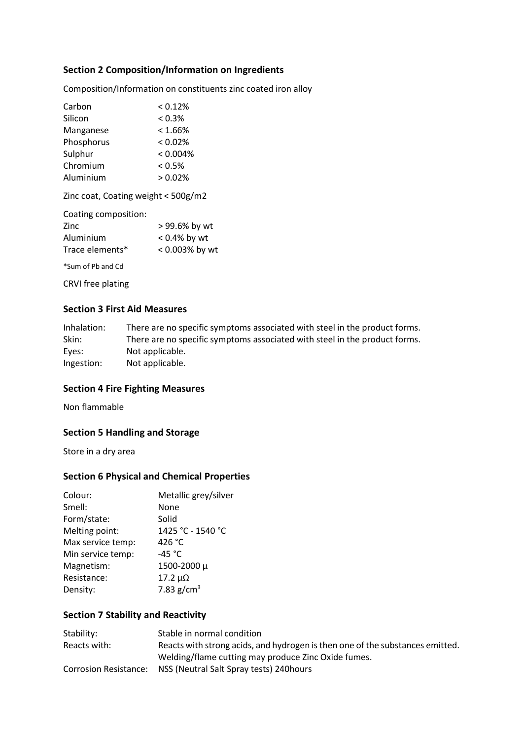## Section 2 Composition/Information on Ingredients

Composition/Information on constituents zinc coated iron alloy

| | |
|---|---|
| Carbon | < 0.12% |
| Silicon | < 0.3% |
| Manganese | < 1.66% |
| Phosphorus | < 0.02% |
| Sulphur | < 0.004% |
| Chromium | < 0.5% |
| Aluminium | > 0.02% |

Zinc coat, Coating weight < 500g/m2

Coating composition:

| | |
|---|---|
| Zinc | > 99.6% by wt |
| Aluminium | < 0.4% by wt |
| Trace elements* | < 0.003% by wt |

*Sum of Pb and Cd

CRVI free plating

## Section 3 First Aid Measures

| | |
|---|---|
| Inhalation: | There are no specific symptoms associated with steel in the product forms. |
| Skin: | There are no specific symptoms associated with steel in the product forms. |
| Eyes: | Not applicable. |
| Ingestion: | Not applicable. |

## Section 4 Fire Fighting Measures

Non flammable

## Section 5 Handling and Storage

Store in a dry area

## Section 6 Physical and Chemical Properties

| | |
|---|---|
| Colour: | Metallic grey/silver |
| Smell: | None |
| Form/state: | Solid |
| Melting point: | 1425 °C - 1540 °C |
| Max service temp: | 426 °C |
| Min service temp: | -45 °C |
| Magnetism: | 1500-2000 µ |
| Resistance: | 17.2 µΩ |
| Density: | 7.83 g/cm$^3$ |

## Section 7 Stability and Reactivity

| | |
|---|---|
| Stability: | Stable in normal condition |
| Reacts with: | Reacts with strong acids, and hydrogen is then one of the substances emitted. Welding/flame cutting may produce Zinc Oxide fumes. |
| Corrosion Resistance: | NSS (Neutral Salt Spray tests) 240hours |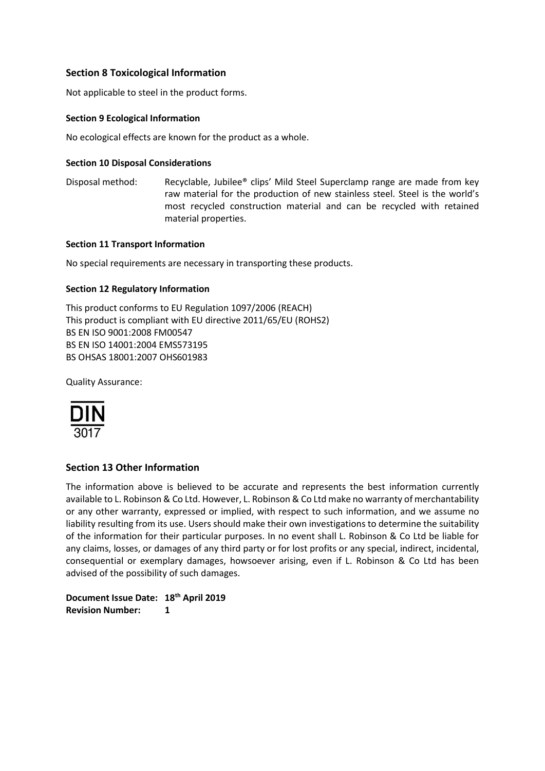## Section 8 Toxicological Information

Not applicable to steel in the product forms.

### Section 9 Ecological Information

No ecological effects are known for the product as a whole.

### Section 10 Disposal Considerations

Disposal method: Recyclable, Jubilee® clips' Mild Steel Superclamp range are made from key raw material for the production of new stainless steel. Steel is the world's most recycled construction material and can be recycled with retained material properties.

### Section 11 Transport Information

No special requirements are necessary in transporting these products.

### Section 12 Regulatory Information

This product conforms to EU Regulation 1097/2006 (REACH)
This product is compliant with EU directive 2011/65/EU (ROHS2)
BS EN ISO 9001:2008 FM00547
BS EN ISO 14001:2004 EMS573195
BS OHSAS 18001:2007 OHS601983

Quality Assurance:

DIN
3017

## Section 13 Other Information

The information above is believed to be accurate and represents the best information currently available to L. Robinson & Co Ltd. However, L. Robinson & Co Ltd make no warranty of merchantability or any other warranty, expressed or implied, with respect to such information, and we assume no liability resulting from its use. Users should make their own investigations to determine the suitability of the information for their particular purposes. In no event shall L. Robinson & Co Ltd be liable for any claims, losses, or damages of any third party or for lost profits or any special, indirect, incidental, consequential or exemplary damages, howsoever arising, even if L. Robinson & Co Ltd has been advised of the possibility of such damages.

**Document Issue Date: 18th April 2019**
**Revision Number: 1**